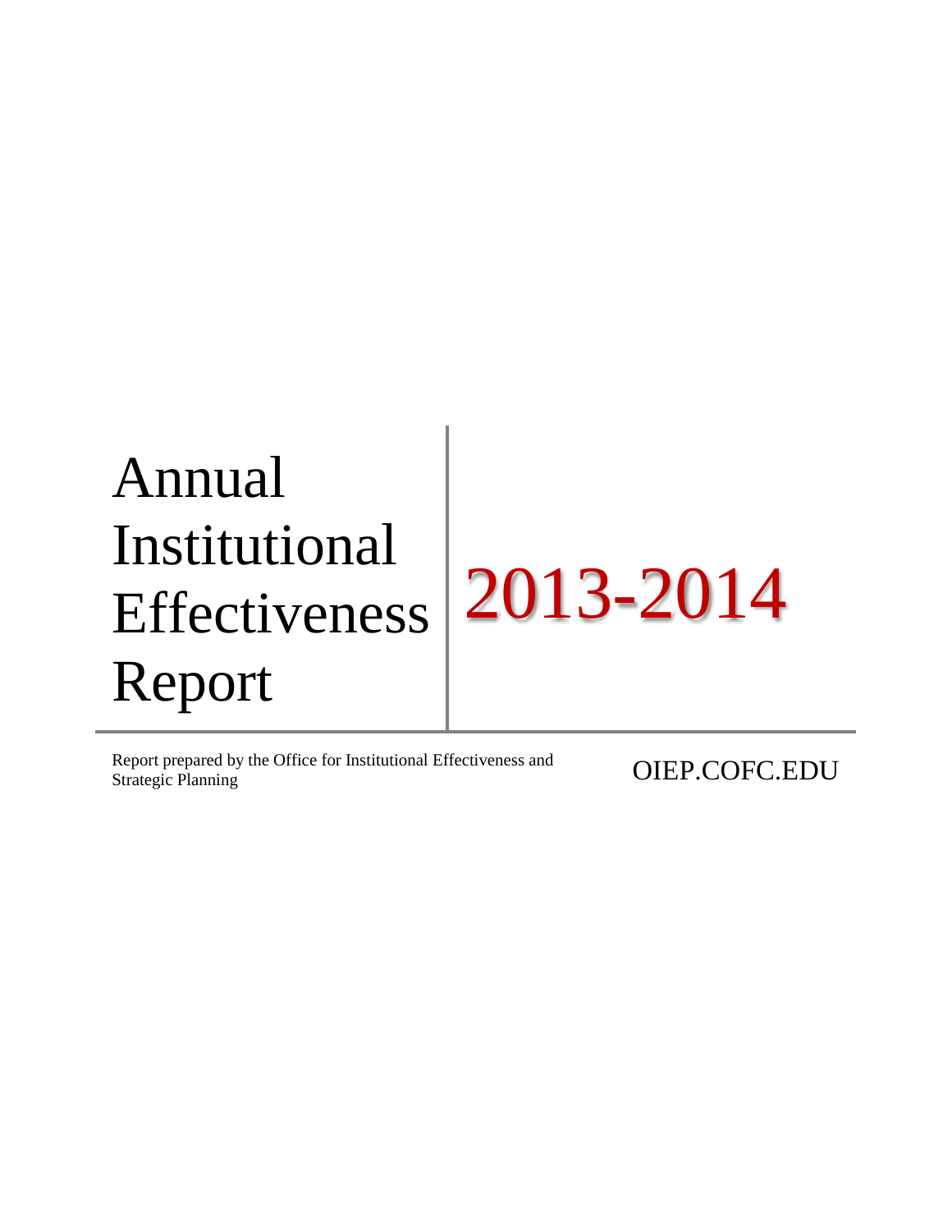# Annual Institutional Effectiveness Report

# 2013-2014

Report prepared by the Office for Institutional Effectiveness and Strategic Planning

OIEP.COFC.EDU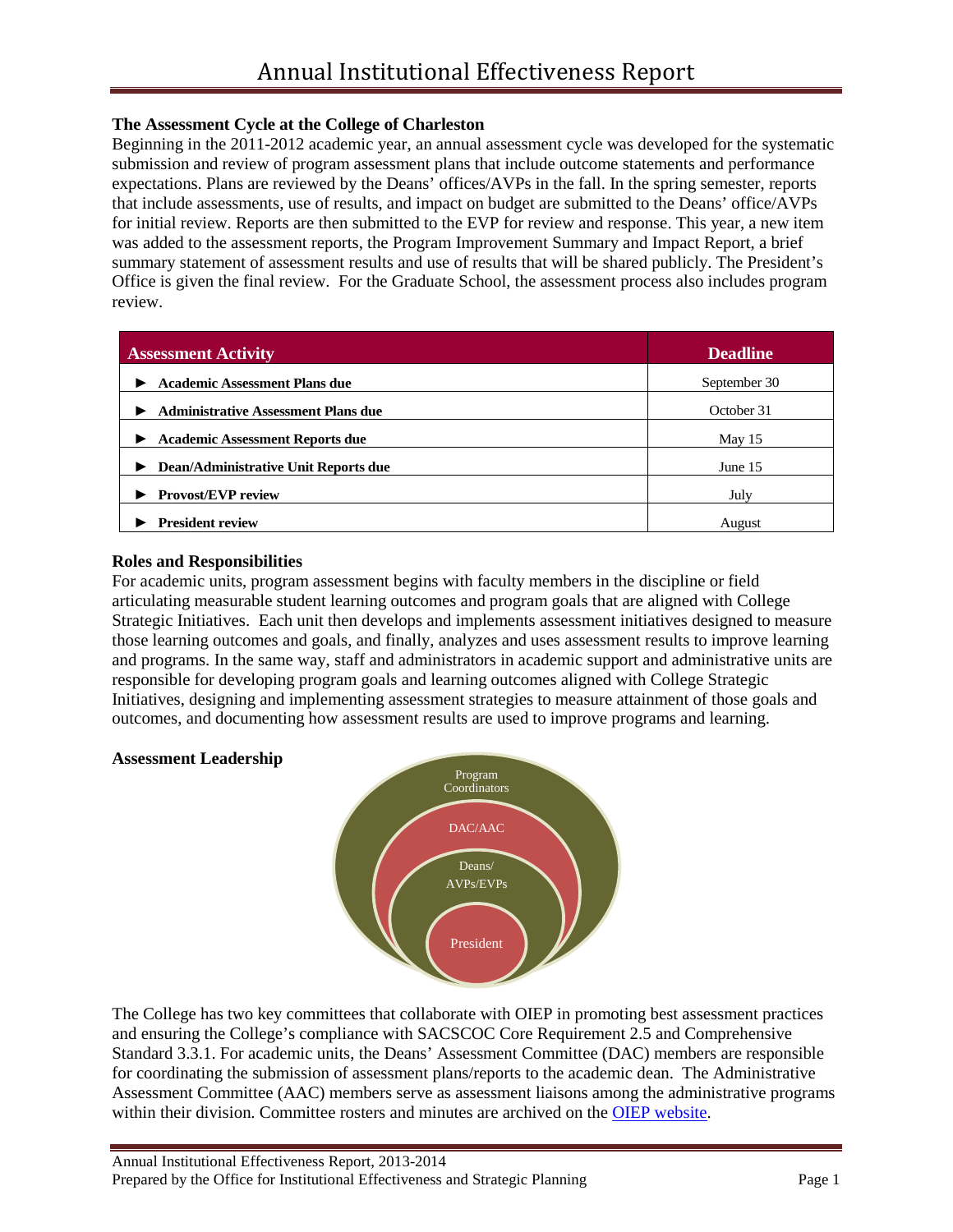# Annual Institutional Effectiveness Report

### The Assessment Cycle at the College of Charleston

Beginning in the 2011-2012 academic year, an annual assessment cycle was developed for the systematic submission and review of program assessment plans that include outcome statements and performance expectations. Plans are reviewed by the Deans' offices/AVPs in the fall. In the spring semester, reports that include assessments, use of results, and impact on budget are submitted to the Deans' office/AVPs for initial review. Reports are then submitted to the EVP for review and response. This year, a new item was added to the assessment reports, the Program Improvement Summary and Impact Report, a brief summary statement of assessment results and use of results that will be shared publicly. The President's Office is given the final review. For the Graduate School, the assessment process also includes program review.

| Assessment Activity | Deadline |
|---|---|
| ► **Academic Assessment Plans due** | September 30 |
| ► **Administrative Assessment Plans due** | October 31 |
| ► **Academic Assessment Reports due** | May 15 |
| ► **Dean/Administrative Unit Reports due** | June 15 |
| ► **Provost/EVP review** | July |
| ► **President review** | August |

### Roles and Responsibilities

For academic units, program assessment begins with faculty members in the discipline or field articulating measurable student learning outcomes and program goals that are aligned with College Strategic Initiatives. Each unit then develops and implements assessment initiatives designed to measure those learning outcomes and goals, and finally, analyzes and uses assessment results to improve learning and programs. In the same way, staff and administrators in academic support and administrative units are responsible for developing program goals and learning outcomes aligned with College Strategic Initiatives, designing and implementing assessment strategies to measure attainment of those goals and outcomes, and documenting how assessment results are used to improve programs and learning.

### Assessment Leadership

Program Coordinators

DAC/AAC

Deans/ AVPs/EVPs

President

The College has two key committees that collaborate with OIEP in promoting best assessment practices and ensuring the College's compliance with SACSCOC Core Requirement 2.5 and Comprehensive Standard 3.3.1. For academic units, the Deans' Assessment Committee (DAC) members are responsible for coordinating the submission of assessment plans/reports to the academic dean. The Administrative Assessment Committee (AAC) members serve as assessment liaisons among the administrative programs within their division. Committee rosters and minutes are archived on the OIEP website.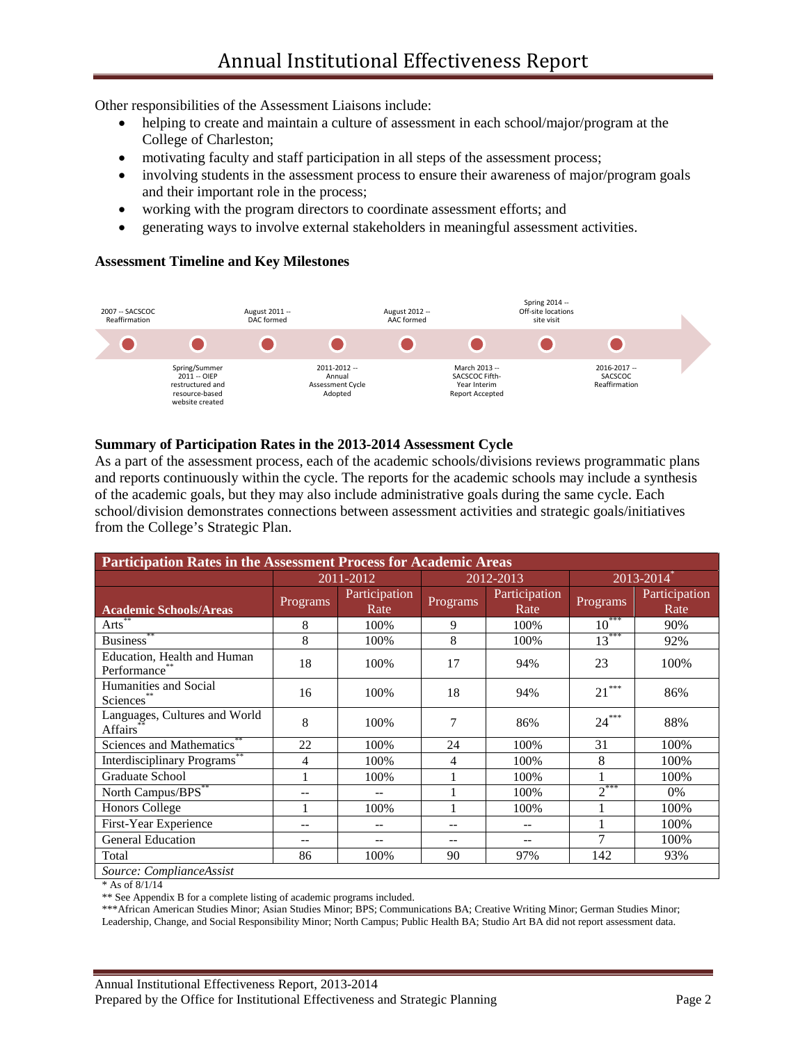Other responsibilities of the Assessment Liaisons include:

- helping to create and maintain a culture of assessment in each school/major/program at the College of Charleston;
- motivating faculty and staff participation in all steps of the assessment process;
- involving students in the assessment process to ensure their awareness of major/program goals and their important role in the process;
- working with the program directors to coordinate assessment efforts; and
- generating ways to involve external stakeholders in meaningful assessment activities.

**Assessment Timeline and Key Milestones**

- 2007 -- SACSCOC Reaffirmation
- Spring/Summer 2011 -- OIEP restructured and resource-based website created
- August 2011 -- DAC formed
- 2011-2012 -- Annual Assessment Cycle Adopted
- August 2012 -- AAC formed
- March 2013 -- SACSCOC Fifth-Year Interim Report Accepted
- Spring 2014 -- Off-site locations site visit
- 2016-2017 -- SACSCOC Reaffirmation

**Summary of Participation Rates in the 2013-2014 Assessment Cycle**

As a part of the assessment process, each of the academic schools/divisions reviews programmatic plans and reports continuously within the cycle. The reports for the academic schools may include a synthesis of the academic goals, but they may also include administrative goals during the same cycle. Each school/division demonstrates connections between assessment activities and strategic goals/initiatives from the College's Strategic Plan.

| Participation Rates in the Assessment Process for Academic Areas | | | | | | |
|---|---|---|---|---|---|---|
| | 2011-2012 | | 2012-2013 | | 2013-2014* | |
| Academic Schools/Areas | Programs | Participation Rate | Programs | Participation Rate | Programs | Participation Rate |
| Arts** | 8 | 100% | 9 | 100% | 10*** | 90% |
| Business** | 8 | 100% | 8 | 100% | 13*** | 92% |
| Education, Health and Human Performance** | 18 | 100% | 17 | 94% | 23 | 100% |
| Humanities and Social Sciences** | 16 | 100% | 18 | 94% | 21*** | 86% |
| Languages, Cultures and World Affairs** | 8 | 100% | 7 | 86% | 24*** | 88% |
| Sciences and Mathematics** | 22 | 100% | 24 | 100% | 31 | 100% |
| Interdisciplinary Programs** | 4 | 100% | 4 | 100% | 8 | 100% |
| Graduate School | 1 | 100% | 1 | 100% | 1 | 100% |
| North Campus/BPS** | -- | -- | 1 | 100% | 2*** | 0% |
| Honors College | 1 | 100% | 1 | 100% | 1 | 100% |
| First-Year Experience | -- | -- | -- | -- | 1 | 100% |
| General Education | -- | -- | -- | -- | 7 | 100% |
| Total | 86 | 100% | 90 | 97% | 142 | 93% |

*Source: ComplianceAssist*

\* As of 8/1/14

** See Appendix B for a complete listing of academic programs included.

***African American Studies Minor; Asian Studies Minor; BPS; Communications BA; Creative Writing Minor; German Studies Minor; Leadership, Change, and Social Responsibility Minor; North Campus; Public Health BA; Studio Art BA did not report assessment data.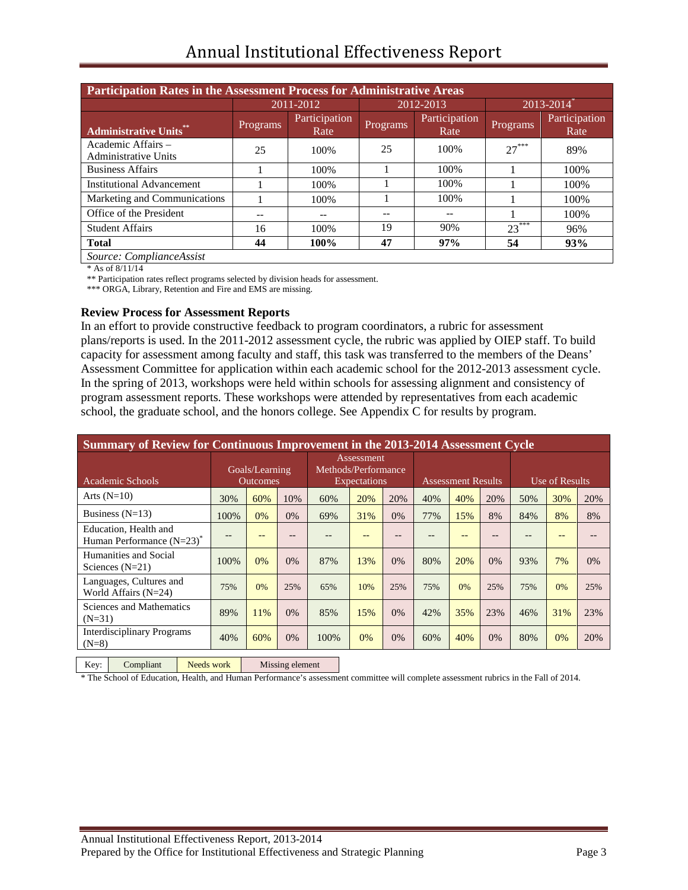| Participation Rates in the Assessment Process for Administrative Areas | | | | | | |
|---|---|---|---|---|---|---|
| | 2011-2012 | | 2012-2013 | | 2013-2014* | |
| Administrative Units** | Programs | Participation Rate | Programs | Participation Rate | Programs | Participation Rate |
| Academic Affairs – Administrative Units | 25 | 100% | 25 | 100% | 27*** | 89% |
| Business Affairs | 1 | 100% | 1 | 100% | 1 | 100% |
| Institutional Advancement | 1 | 100% | 1 | 100% | 1 | 100% |
| Marketing and Communications | 1 | 100% | 1 | 100% | 1 | 100% |
| Office of the President | -- | -- | -- | -- | 1 | 100% |
| Student Affairs | 16 | 100% | 19 | 90% | 23*** | 96% |
| **Total** | **44** | **100%** | **47** | **97%** | **54** | **93%** |

*Source: ComplianceAssist*

\* As of 8/11/14

** Participation rates reflect programs selected by division heads for assessment.

*** ORGA, Library, Retention and Fire and EMS are missing.

### Review Process for Assessment Reports

In an effort to provide constructive feedback to program coordinators, a rubric for assessment plans/reports is used. In the 2011-2012 assessment cycle, the rubric was applied by OIEP staff. To build capacity for assessment among faculty and staff, this task was transferred to the members of the Deans' Assessment Committee for application within each academic school for the 2012-2013 assessment cycle. In the spring of 2013, workshops were held within schools for assessing alignment and consistency of program assessment reports. These workshops were attended by representatives from each academic school, the graduate school, and the honors college. See Appendix C for results by program.

| Summary of Review for Continuous Improvement in the 2013-2014 Assessment Cycle | | | | | | | | | | | | |
|---|---|---|---|---|---|---|---|---|---|---|---|---|
| Academic Schools | Goals/Learning Outcomes | | | Assessment Methods/Performance Expectations | | | Assessment Results | | | Use of Results | | |
| Arts (N=10) | 30% | 60% | 10% | 60% | 20% | 20% | 40% | 40% | 20% | 50% | 30% | 20% |
| Business (N=13) | 100% | 0% | 0% | 69% | 31% | 0% | 77% | 15% | 8% | 84% | 8% | 8% |
| Education, Health and Human Performance (N=23)* | -- | -- | -- | -- | -- | -- | -- | -- | -- | -- | -- | -- |
| Humanities and Social Sciences (N=21) | 100% | 0% | 0% | 87% | 13% | 0% | 80% | 20% | 0% | 93% | 7% | 0% |
| Languages, Cultures and World Affairs (N=24) | 75% | 0% | 25% | 65% | 10% | 25% | 75% | 0% | 25% | 75% | 0% | 25% |
| Sciences and Mathematics (N=31) | 89% | 11% | 0% | 85% | 15% | 0% | 42% | 35% | 23% | 46% | 31% | 23% |
| Interdisciplinary Programs (N=8) | 40% | 60% | 0% | 100% | 0% | 0% | 60% | 40% | 0% | 80% | 0% | 20% |

| Key: | Compliant | Needs work | Missing element |
|---|---|---|---|

\* The School of Education, Health, and Human Performance's assessment committee will complete assessment rubrics in the Fall of 2014.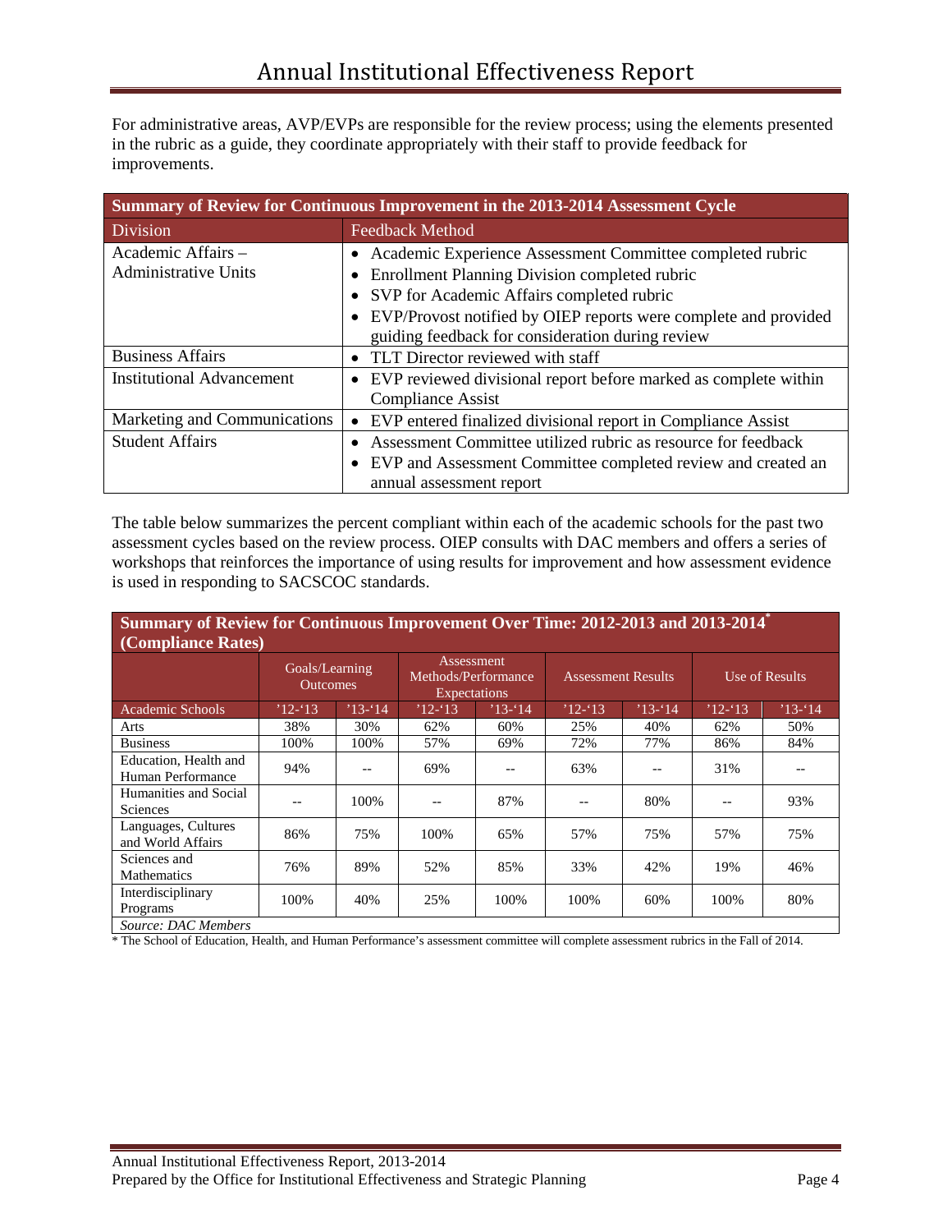For administrative areas, AVP/EVPs are responsible for the review process; using the elements presented in the rubric as a guide, they coordinate appropriately with their staff to provide feedback for improvements.

| **Summary of Review for Continuous Improvement in the 2013-2014 Assessment Cycle** | |
|---|---|
| Division | Feedback Method |
| Academic Affairs – Administrative Units | • Academic Experience Assessment Committee completed rubric<br>• Enrollment Planning Division completed rubric<br>• SVP for Academic Affairs completed rubric<br>• EVP/Provost notified by OIEP reports were complete and provided guiding feedback for consideration during review |
| Business Affairs | • TLT Director reviewed with staff |
| Institutional Advancement | • EVP reviewed divisional report before marked as complete within Compliance Assist |
| Marketing and Communications | • EVP entered finalized divisional report in Compliance Assist |
| Student Affairs | • Assessment Committee utilized rubric as resource for feedback<br>• EVP and Assessment Committee completed review and created an annual assessment report |

The table below summarizes the percent compliant within each of the academic schools for the past two assessment cycles based on the review process. OIEP consults with DAC members and offers a series of workshops that reinforces the importance of using results for improvement and how assessment evidence is used in responding to SACSCOC standards.

| **Summary of Review for Continuous Improvement Over Time: 2012-2013 and 2013-2014\* (Compliance Rates)** | | | | | | | | |
|---|---|---|---|---|---|---|---|---|
| | Goals/Learning Outcomes | | Assessment Methods/Performance Expectations | | Assessment Results | | Use of Results | |
| Academic Schools | '12-'13 | '13-'14 | '12-'13 | '13-'14 | '12-'13 | '13-'14 | '12-'13 | '13-'14 |
| Arts | 38% | 30% | 62% | 60% | 25% | 40% | 62% | 50% |
| Business | 100% | 100% | 57% | 69% | 72% | 77% | 86% | 84% |
| Education, Health and Human Performance | 94% | -- | 69% | -- | 63% | -- | 31% | -- |
| Humanities and Social Sciences | -- | 100% | -- | 87% | -- | 80% | -- | 93% |
| Languages, Cultures and World Affairs | 86% | 75% | 100% | 65% | 57% | 75% | 57% | 75% |
| Sciences and Mathematics | 76% | 89% | 52% | 85% | 33% | 42% | 19% | 46% |
| Interdisciplinary Programs | 100% | 40% | 25% | 100% | 100% | 60% | 100% | 80% |

*Source: DAC Members*

\* The School of Education, Health, and Human Performance's assessment committee will complete assessment rubrics in the Fall of 2014.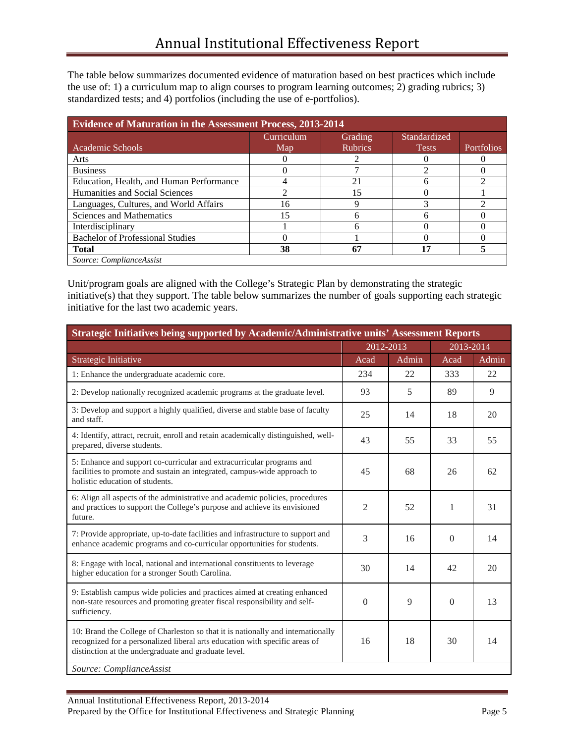The table below summarizes documented evidence of maturation based on best practices which include the use of: 1) a curriculum map to align courses to program learning outcomes; 2) grading rubrics; 3) standardized tests; and 4) portfolios (including the use of e-portfolios).

| **Evidence of Maturation in the Assessment Process, 2013-2014** | | | | |
|---|---|---|---|---|
| Academic Schools | Curriculum Map | Grading Rubrics | Standardized Tests | Portfolios |
| Arts | 0 | 2 | 0 | 0 |
| Business | 0 | 7 | 2 | 0 |
| Education, Health, and Human Performance | 4 | 21 | 6 | 2 |
| Humanities and Social Sciences | 2 | 15 | 0 | 1 |
| Languages, Cultures, and World Affairs | 16 | 9 | 3 | 2 |
| Sciences and Mathematics | 15 | 6 | 6 | 0 |
| Interdisciplinary | 1 | 6 | 0 | 0 |
| Bachelor of Professional Studies | 0 | 1 | 0 | 0 |
| **Total** | **38** | **67** | **17** | **5** |
| *Source: ComplianceAssist* | | | | |

Unit/program goals are aligned with the College's Strategic Plan by demonstrating the strategic initiative(s) that they support. The table below summarizes the number of goals supporting each strategic initiative for the last two academic years.

| **Strategic Initiatives being supported by Academic/Administrative units' Assessment Reports** | | | | |
|---|---|---|---|---|
| | 2012-2013 | | 2013-2014 | |
| Strategic Initiative | Acad | Admin | Acad | Admin |
| 1: Enhance the undergraduate academic core. | 234 | 22 | 333 | 22 |
| 2: Develop nationally recognized academic programs at the graduate level. | 93 | 5 | 89 | 9 |
| 3: Develop and support a highly qualified, diverse and stable base of faculty and staff. | 25 | 14 | 18 | 20 |
| 4: Identify, attract, recruit, enroll and retain academically distinguished, well-prepared, diverse students. | 43 | 55 | 33 | 55 |
| 5: Enhance and support co-curricular and extracurricular programs and facilities to promote and sustain an integrated, campus-wide approach to holistic education of students. | 45 | 68 | 26 | 62 |
| 6: Align all aspects of the administrative and academic policies, procedures and practices to support the College's purpose and achieve its envisioned future. | 2 | 52 | 1 | 31 |
| 7: Provide appropriate, up-to-date facilities and infrastructure to support and enhance academic programs and co-curricular opportunities for students. | 3 | 16 | 0 | 14 |
| 8: Engage with local, national and international constituents to leverage higher education for a stronger South Carolina. | 30 | 14 | 42 | 20 |
| 9: Establish campus wide policies and practices aimed at creating enhanced non-state resources and promoting greater fiscal responsibility and self-sufficiency. | 0 | 9 | 0 | 13 |
| 10: Brand the College of Charleston so that it is nationally and internationally recognized for a personalized liberal arts education with specific areas of distinction at the undergraduate and graduate level. | 16 | 18 | 30 | 14 |
| *Source: ComplianceAssist* | | | | |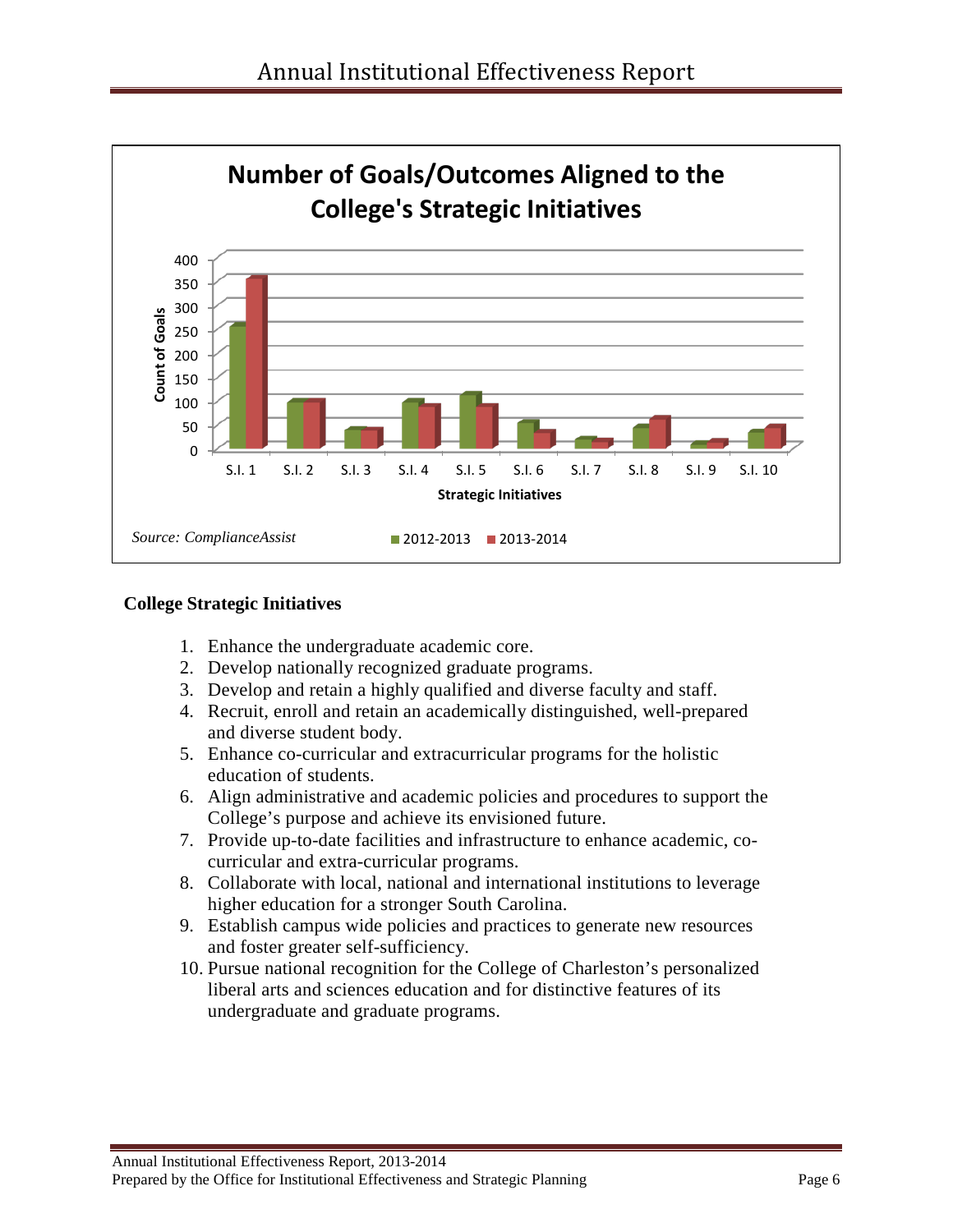**Number of Goals/Outcomes Aligned to the College's Strategic Initiatives**

*Source: ComplianceAssist*

### College Strategic Initiatives

1. Enhance the undergraduate academic core.
2. Develop nationally recognized graduate programs.
3. Develop and retain a highly qualified and diverse faculty and staff.
4. Recruit, enroll and retain an academically distinguished, well-prepared and diverse student body.
5. Enhance co-curricular and extracurricular programs for the holistic education of students.
6. Align administrative and academic policies and procedures to support the College's purpose and achieve its envisioned future.
7. Provide up-to-date facilities and infrastructure to enhance academic, co-curricular and extra-curricular programs.
8. Collaborate with local, national and international institutions to leverage higher education for a stronger South Carolina.
9. Establish campus wide policies and practices to generate new resources and foster greater self-sufficiency.
10. Pursue national recognition for the College of Charleston's personalized liberal arts and sciences education and for distinctive features of its undergraduate and graduate programs.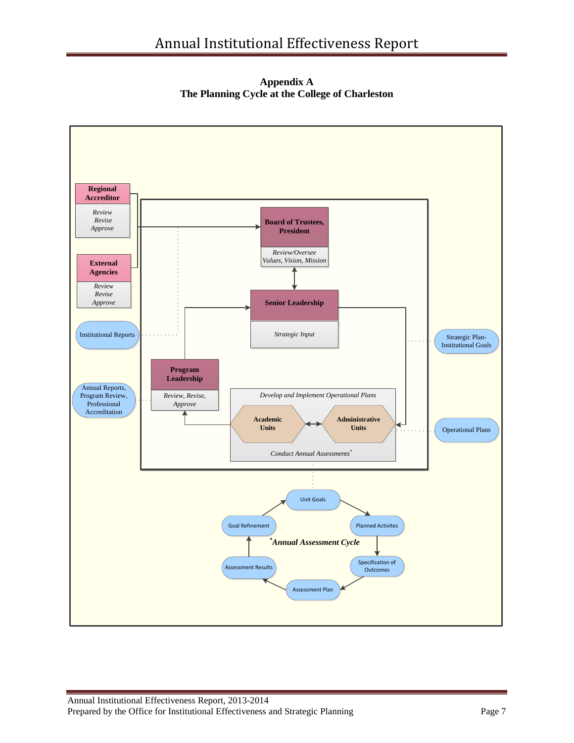## Appendix A
## The Planning Cycle at the College of Charleston

**Regional Accreditor**
*Review*
*Revise*
*Approve*

**External Agencies**
*Review*
*Revise*
*Approve*

**Board of Trustees, President**
*Review/Oversee Values, Vision, Mission*

**Senior Leadership**
*Strategic Input*

**Program Leadership**
*Review, Revise, Approve*

*Develop and Implement Operational Plans*

**Academic Units** ↔ **Administrative Units**

*Conduct Annual Assessments**

Institutional Reports

Annual Reports, Program Review, Professional Accreditation

Strategic Plan- Institutional Goals

Operational Plans

**\*Annual Assessment Cycle**

- Unit Goals
- Planned Activites
- Specification of Outcomes
- Assessment Plan
- Assessment Results
- Goal Refinement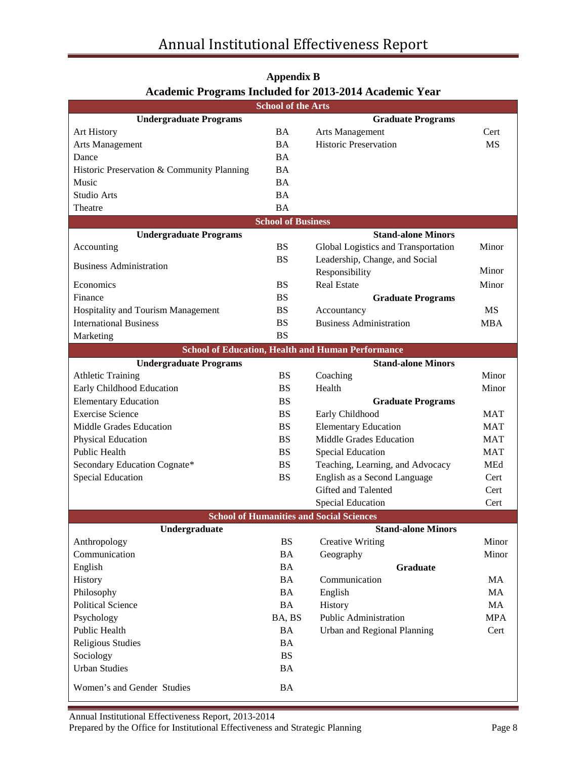## Appendix B
## Academic Programs Included for 2013-2014 Academic Year

| School of the Arts | | | |
|---|---|---|---|
| **Undergraduate Programs** | | **Graduate Programs** | |
| Art History | BA | Arts Management | Cert |
| Arts Management | BA | Historic Preservation | MS |
| Dance | BA | | |
| Historic Preservation & Community Planning | BA | | |
| Music | BA | | |
| Studio Arts | BA | | |
| Theatre | BA | | |
| **School of Business** | | | |
| **Undergraduate Programs** | | **Stand-alone Minors** | |
| Accounting | BS | Global Logistics and Transportation | Minor |
| Business Administration | BS | Leadership, Change, and Social Responsibility | Minor |
| Economics | BS | Real Estate | Minor |
| Finance | BS | **Graduate Programs** | |
| Hospitality and Tourism Management | BS | Accountancy | MS |
| International Business | BS | Business Administration | MBA |
| Marketing | BS | | |
| **School of Education, Health and Human Performance** | | | |
| **Undergraduate Programs** | | **Stand-alone Minors** | |
| Athletic Training | BS | Coaching | Minor |
| Early Childhood Education | BS | Health | Minor |
| Elementary Education | BS | **Graduate Programs** | |
| Exercise Science | BS | Early Childhood | MAT |
| Middle Grades Education | BS | Elementary Education | MAT |
| Physical Education | BS | Middle Grades Education | MAT |
| Public Health | BS | Special Education | MAT |
| Secondary Education Cognate* | BS | Teaching, Learning, and Advocacy | MEd |
| Special Education | BS | English as a Second Language | Cert |
| | | Gifted and Talented | Cert |
| | | Special Education | Cert |
| **School of Humanities and Social Sciences** | | | |
| **Undergraduate** | | **Stand-alone Minors** | |
| Anthropology | BS | Creative Writing | Minor |
| Communication | BA | Geography | Minor |
| English | BA | **Graduate** | |
| History | BA | Communication | MA |
| Philosophy | BA | English | MA |
| Political Science | BA | History | MA |
| Psychology | BA, BS | Public Administration | MPA |
| Public Health | BA | Urban and Regional Planning | Cert |
| Religious Studies | BA | | |
| Sociology | BS | | |
| Urban Studies | BA | | |
| Women's and Gender Studies | BA | | |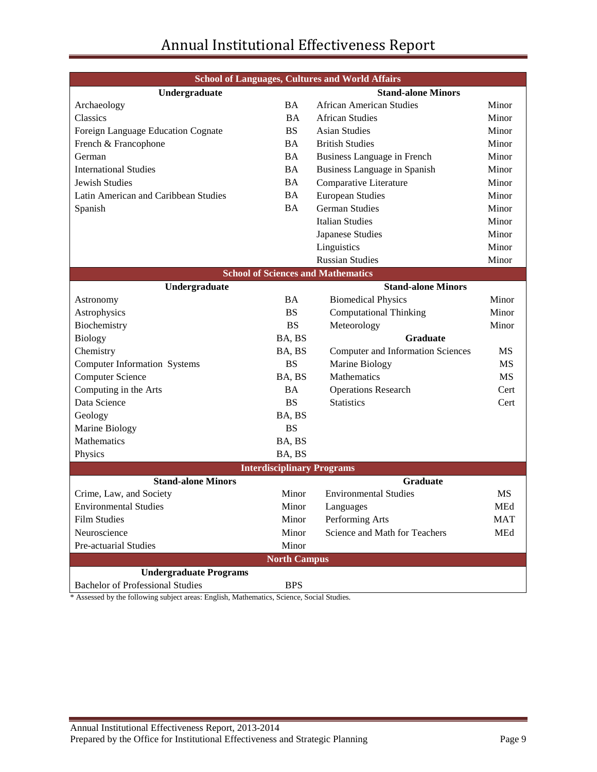| School of Languages, Cultures and World Affairs | | | |
|---|---|---|---|
| **Undergraduate** | | **Stand-alone Minors** | |
| Archaeology | BA | African American Studies | Minor |
| Classics | BA | African Studies | Minor |
| Foreign Language Education Cognate | BS | Asian Studies | Minor |
| French & Francophone | BA | British Studies | Minor |
| German | BA | Business Language in French | Minor |
| International Studies | BA | Business Language in Spanish | Minor |
| Jewish Studies | BA | Comparative Literature | Minor |
| Latin American and Caribbean Studies | BA | European Studies | Minor |
| Spanish | BA | German Studies | Minor |
| | | Italian Studies | Minor |
| | | Japanese Studies | Minor |
| | | Linguistics | Minor |
| | | Russian Studies | Minor |

| School of Sciences and Mathematics | | | |
|---|---|---|---|
| **Undergraduate** | | **Stand-alone Minors** | |
| Astronomy | BA | Biomedical Physics | Minor |
| Astrophysics | BS | Computational Thinking | Minor |
| Biochemistry | BS | Meteorology | Minor |
| Biology | BA, BS | **Graduate** | |
| Chemistry | BA, BS | Computer and Information Sciences | MS |
| Computer Information Systems | BS | Marine Biology | MS |
| Computer Science | BA, BS | Mathematics | MS |
| Computing in the Arts | BA | Operations Research | Cert |
| Data Science | BS | Statistics | Cert |
| Geology | BA, BS | | |
| Marine Biology | BS | | |
| Mathematics | BA, BS | | |
| Physics | BA, BS | | |

| Interdisciplinary Programs | | | |
|---|---|---|---|
| **Stand-alone Minors** | | **Graduate** | |
| Crime, Law, and Society | Minor | Environmental Studies | MS |
| Environmental Studies | Minor | Languages | MEd |
| Film Studies | Minor | Performing Arts | MAT |
| Neuroscience | Minor | Science and Math for Teachers | MEd |
| Pre-actuarial Studies | Minor | | |

| North Campus | |
|---|---|
| **Undergraduate Programs** | |
| Bachelor of Professional Studies | BPS |

* Assessed by the following subject areas: English, Mathematics, Science, Social Studies.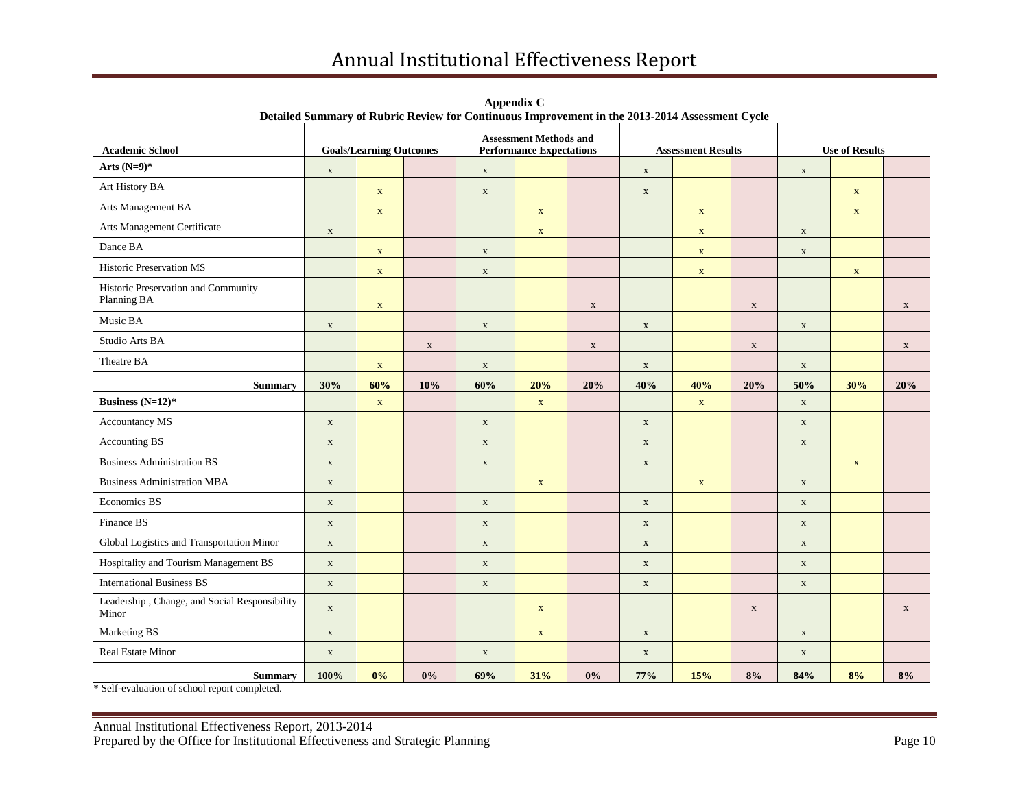**Appendix C**

**Detailed Summary of Rubric Review for Continuous Improvement in the 2013-2014 Assessment Cycle**

| Academic School | Goals/Learning Outcomes | | | Assessment Methods and Performance Expectations | | | Assessment Results | | | Use of Results | | |
|---|---|---|---|---|---|---|---|---|---|---|---|---|
| **Arts (N=9)*** | x | | | x | | | x | | | x | | |
| Art History BA | | x | | x | | | x | | | | x | |
| Arts Management BA | | x | | | x | | | x | | | x | |
| Arts Management Certificate | x | | | | x | | | x | | x | | |
| Dance BA | | x | | x | | | | x | | x | | |
| Historic Preservation MS | | x | | x | | | | x | | | x | |
| Historic Preservation and Community Planning BA | | x | | | | x | | | x | | | x |
| Music BA | x | | | x | | | x | | | x | | |
| Studio Arts BA | | | x | | | x | | | x | | | x |
| Theatre BA | | x | | x | | | x | | | x | | |
| **Summary** | **30%** | **60%** | **10%** | **60%** | **20%** | **20%** | **40%** | **40%** | **20%** | **50%** | **30%** | **20%** |
| **Business (N=12)*** | | x | | | x | | | x | | x | | |
| Accountancy MS | x | | | x | | | x | | | x | | |
| Accounting BS | x | | | x | | | x | | | x | | |
| Business Administration BS | x | | | x | | | x | | | | x | |
| Business Administration MBA | x | | | | x | | | x | | x | | |
| Economics BS | x | | | x | | | x | | | x | | |
| Finance BS | x | | | x | | | x | | | x | | |
| Global Logistics and Transportation Minor | x | | | x | | | x | | | x | | |
| Hospitality and Tourism Management BS | x | | | x | | | x | | | x | | |
| International Business BS | x | | | x | | | x | | | x | | |
| Leadership , Change, and Social Responsibility Minor | x | | | | x | | | | x | | | x |
| Marketing BS | x | | | | x | | x | | | x | | |
| Real Estate Minor | x | | | x | | | x | | | x | | |
| **Summary** | **100%** | **0%** | **0%** | **69%** | **31%** | **0%** | **77%** | **15%** | **8%** | **84%** | **8%** | **8%** |

\* Self-evaluation of school report completed.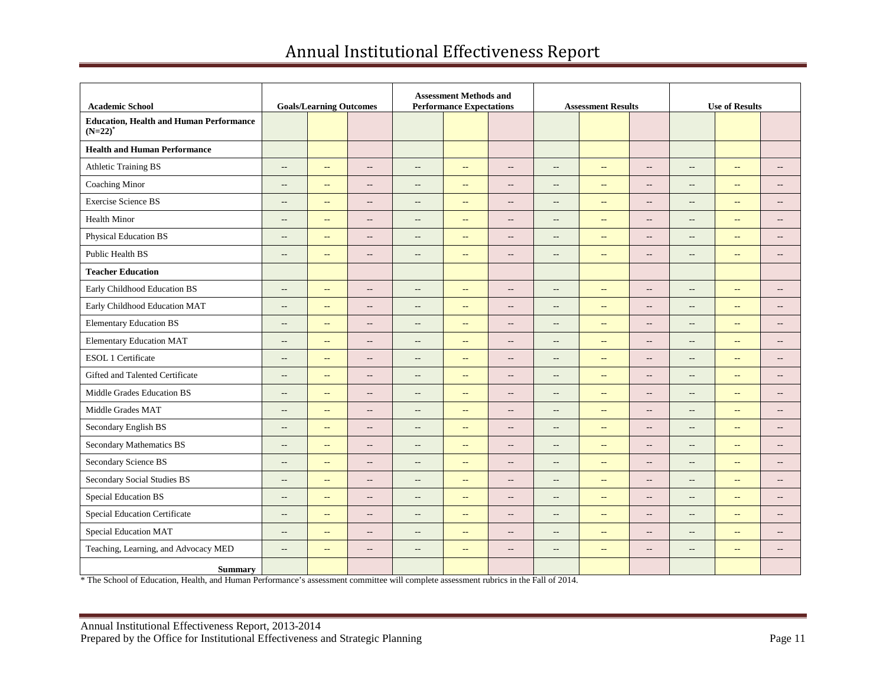# Annual Institutional Effectiveness Report

| Academic School | Goals/Learning Outcomes | | | Assessment Methods and Performance Expectations | | | Assessment Results | | | Use of Results | | |
|---|---|---|---|---|---|---|---|---|---|---|---|---|
| **Education, Health and Human Performance (N=22)*** | | | | | | | | | | | | |
| **Health and Human Performance** | | | | | | | | | | | | |
| Athletic Training BS | -- | -- | -- | -- | -- | -- | -- | -- | -- | -- | -- | -- |
| Coaching Minor | -- | -- | -- | -- | -- | -- | -- | -- | -- | -- | -- | -- |
| Exercise Science BS | -- | -- | -- | -- | -- | -- | -- | -- | -- | -- | -- | -- |
| Health Minor | -- | -- | -- | -- | -- | -- | -- | -- | -- | -- | -- | -- |
| Physical Education BS | -- | -- | -- | -- | -- | -- | -- | -- | -- | -- | -- | -- |
| Public Health BS | -- | -- | -- | -- | -- | -- | -- | -- | -- | -- | -- | -- |
| **Teacher Education** | | | | | | | | | | | | |
| Early Childhood Education BS | -- | -- | -- | -- | -- | -- | -- | -- | -- | -- | -- | -- |
| Early Childhood Education MAT | -- | -- | -- | -- | -- | -- | -- | -- | -- | -- | -- | -- |
| Elementary Education BS | -- | -- | -- | -- | -- | -- | -- | -- | -- | -- | -- | -- |
| Elementary Education MAT | -- | -- | -- | -- | -- | -- | -- | -- | -- | -- | -- | -- |
| ESOL 1 Certificate | -- | -- | -- | -- | -- | -- | -- | -- | -- | -- | -- | -- |
| Gifted and Talented Certificate | -- | -- | -- | -- | -- | -- | -- | -- | -- | -- | -- | -- |
| Middle Grades Education BS | -- | -- | -- | -- | -- | -- | -- | -- | -- | -- | -- | -- |
| Middle Grades MAT | -- | -- | -- | -- | -- | -- | -- | -- | -- | -- | -- | -- |
| Secondary English BS | -- | -- | -- | -- | -- | -- | -- | -- | -- | -- | -- | -- |
| Secondary Mathematics BS | -- | -- | -- | -- | -- | -- | -- | -- | -- | -- | -- | -- |
| Secondary Science BS | -- | -- | -- | -- | -- | -- | -- | -- | -- | -- | -- | -- |
| Secondary Social Studies BS | -- | -- | -- | -- | -- | -- | -- | -- | -- | -- | -- | -- |
| Special Education BS | -- | -- | -- | -- | -- | -- | -- | -- | -- | -- | -- | -- |
| Special Education Certificate | -- | -- | -- | -- | -- | -- | -- | -- | -- | -- | -- | -- |
| Special Education MAT | -- | -- | -- | -- | -- | -- | -- | -- | -- | -- | -- | -- |
| Teaching, Learning, and Advocacy MED | -- | -- | -- | -- | -- | -- | -- | -- | -- | -- | -- | -- |
| **Summary** | | | | | | | | | | | | |

* The School of Education, Health, and Human Performance's assessment committee will complete assessment rubrics in the Fall of 2014.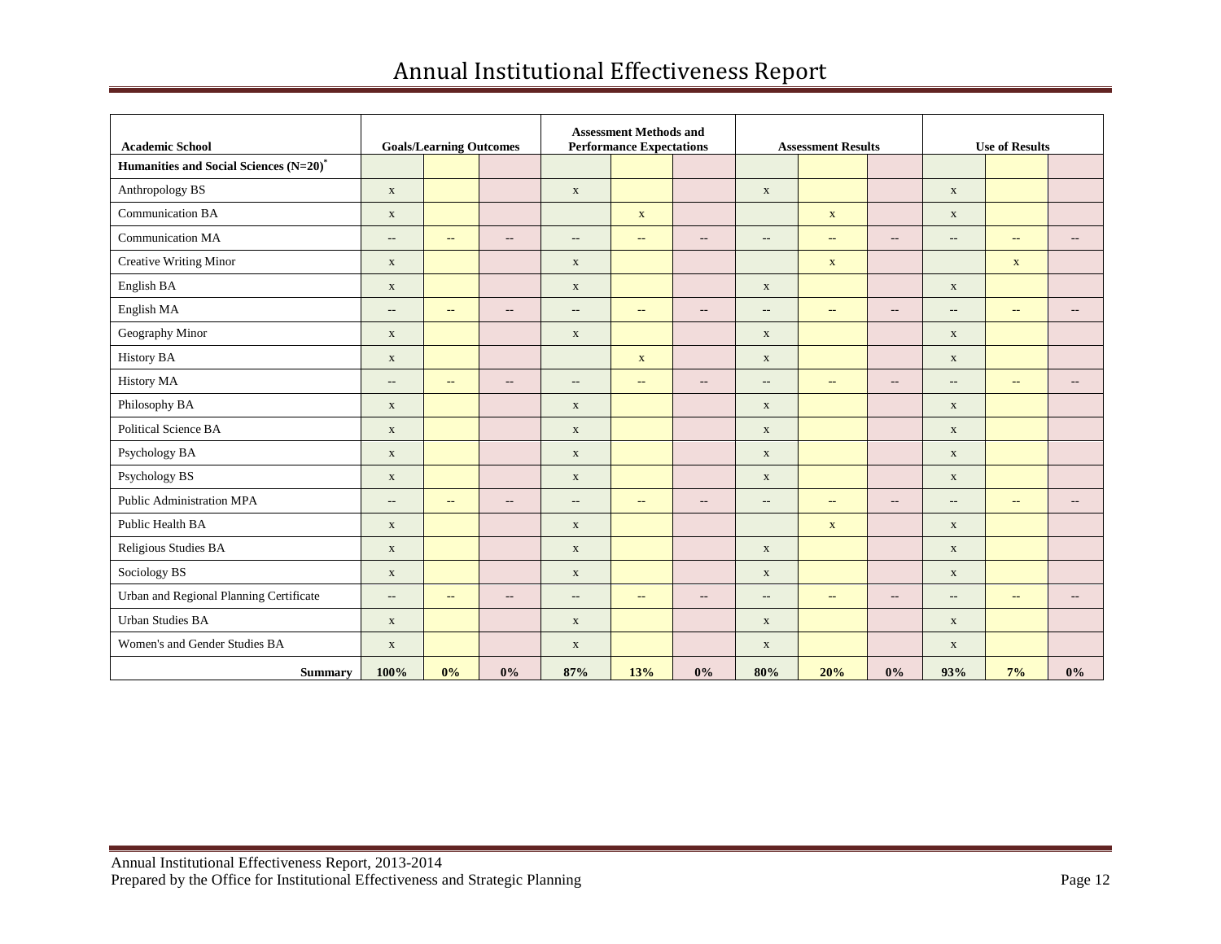# Annual Institutional Effectiveness Report

| Academic School | Goals/Learning Outcomes | | | Assessment Methods and Performance Expectations | | | Assessment Results | | | Use of Results | | |
|---|---|---|---|---|---|---|---|---|---|---|---|---|
| **Humanities and Social Sciences (N=20)*** | | | | | | | | | | | | |
| Anthropology BS | x | | | x | | | x | | | x | | |
| Communication BA | x | | | | x | | | x | | x | | |
| Communication MA | -- | -- | -- | -- | -- | -- | -- | -- | -- | -- | -- | -- |
| Creative Writing Minor | x | | | x | | | | x | | | x | |
| English BA | x | | | x | | | x | | | x | | |
| English MA | -- | -- | -- | -- | -- | -- | -- | -- | -- | -- | -- | -- |
| Geography Minor | x | | | x | | | x | | | x | | |
| History BA | x | | | | x | | x | | | x | | |
| History MA | -- | -- | -- | -- | -- | -- | -- | -- | -- | -- | -- | -- |
| Philosophy BA | x | | | x | | | x | | | x | | |
| Political Science BA | x | | | x | | | x | | | x | | |
| Psychology BA | x | | | x | | | x | | | x | | |
| Psychology BS | x | | | x | | | x | | | x | | |
| Public Administration MPA | -- | -- | -- | -- | -- | -- | -- | -- | -- | -- | -- | -- |
| Public Health BA | x | | | x | | | | x | | x | | |
| Religious Studies BA | x | | | x | | | x | | | x | | |
| Sociology BS | x | | | x | | | x | | | x | | |
| Urban and Regional Planning Certificate | -- | -- | -- | -- | -- | -- | -- | -- | -- | -- | -- | -- |
| Urban Studies BA | x | | | x | | | x | | | x | | |
| Women's and Gender Studies BA | x | | | x | | | x | | | x | | |
| **Summary** | **100%** | **0%** | **0%** | **87%** | **13%** | **0%** | **80%** | **20%** | **0%** | **93%** | **7%** | **0%** |

Annual Institutional Effectiveness Report, 2013-2014
Prepared by the Office for Institutional Effectiveness and Strategic Planning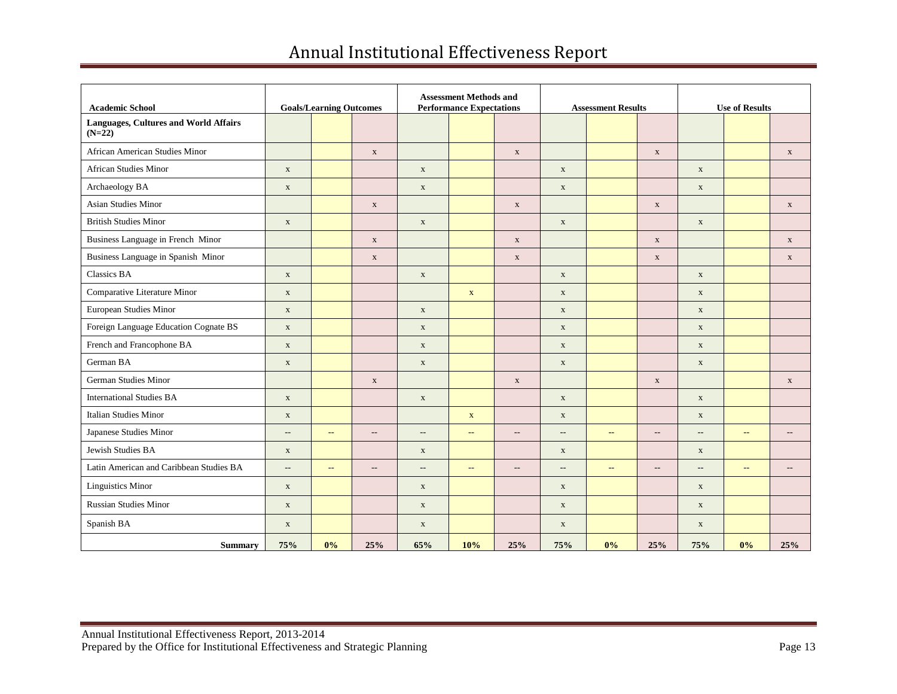# Annual Institutional Effectiveness Report

| Academic School | Goals/Learning Outcomes | | | Assessment Methods and Performance Expectations | | | Assessment Results | | | Use of Results | | |
|---|---|---|---|---|---|---|---|---|---|---|---|---|
| **Languages, Cultures and World Affairs (N=22)** | | | | | | | | | | | | |
| African American Studies Minor | | | x | | | x | | | x | | | x |
| African Studies Minor | x | | | x | | | x | | | x | | |
| Archaeology BA | x | | | x | | | x | | | x | | |
| Asian Studies Minor | | | x | | | x | | | x | | | x |
| British Studies Minor | x | | | x | | | x | | | x | | |
| Business Language in French Minor | | | x | | | x | | | x | | | x |
| Business Language in Spanish Minor | | | x | | | x | | | x | | | x |
| Classics BA | x | | | x | | | x | | | x | | |
| Comparative Literature Minor | x | | | | x | | x | | | x | | |
| European Studies Minor | x | | | x | | | x | | | x | | |
| Foreign Language Education Cognate BS | x | | | x | | | x | | | x | | |
| French and Francophone BA | x | | | x | | | x | | | x | | |
| German BA | x | | | x | | | x | | | x | | |
| German Studies Minor | | | x | | | x | | | x | | | x |
| International Studies BA | x | | | x | | | x | | | x | | |
| Italian Studies Minor | x | | | | x | | x | | | x | | |
| Japanese Studies Minor | -- | -- | -- | -- | -- | -- | -- | -- | -- | -- | -- | -- |
| Jewish Studies BA | x | | | x | | | x | | | x | | |
| Latin American and Caribbean Studies BA | -- | -- | -- | -- | -- | -- | -- | -- | -- | -- | -- | -- |
| Linguistics Minor | x | | | x | | | x | | | x | | |
| Russian Studies Minor | x | | | x | | | x | | | x | | |
| Spanish BA | x | | | x | | | x | | | x | | |
| **Summary** | **75%** | **0%** | **25%** | **65%** | **10%** | **25%** | **75%** | **0%** | **25%** | **75%** | **0%** | **25%** |

Annual Institutional Effectiveness Report, 2013-2014
Prepared by the Office for Institutional Effectiveness and Strategic Planning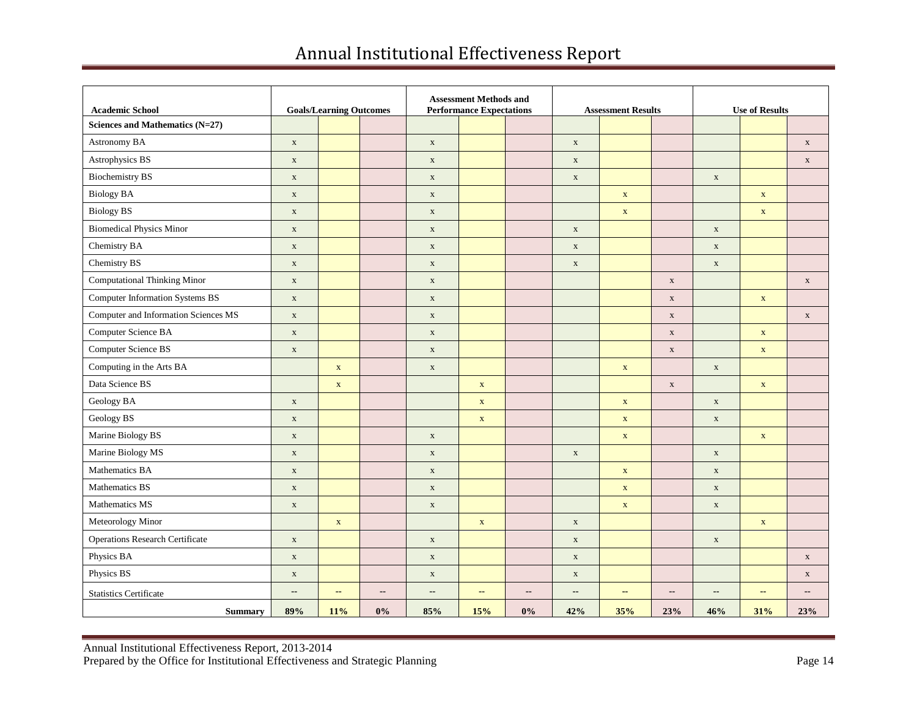# Annual Institutional Effectiveness Report

| Academic School | Goals/Learning Outcomes | | | Assessment Methods and Performance Expectations | | | Assessment Results | | | Use of Results | | |
|---|---|---|---|---|---|---|---|---|---|---|---|---|
| **Sciences and Mathematics (N=27)** | | | | | | | | | | | | |
| Astronomy BA | x | | | x | | | x | | | | | x |
| Astrophysics BS | x | | | x | | | x | | | | | x |
| Biochemistry BS | x | | | x | | | x | | | x | | |
| Biology BA | x | | | x | | | | x | | | x | |
| Biology BS | x | | | x | | | | x | | | x | |
| Biomedical Physics Minor | x | | | x | | | x | | | x | | |
| Chemistry BA | x | | | x | | | x | | | x | | |
| Chemistry BS | x | | | x | | | x | | | x | | |
| Computational Thinking Minor | x | | | x | | | | | x | | | x |
| Computer Information Systems BS | x | | | x | | | | | x | | x | |
| Computer and Information Sciences MS | x | | | x | | | | | x | | | x |
| Computer Science BA | x | | | x | | | | | x | | x | |
| Computer Science BS | x | | | x | | | | | x | | x | |
| Computing in the Arts BA | | x | | x | | | | x | | x | | |
| Data Science BS | | x | | | x | | | | x | | x | |
| Geology BA | x | | | | x | | | x | | x | | |
| Geology BS | x | | | | x | | | x | | x | | |
| Marine Biology BS | x | | | x | | | | x | | | x | |
| Marine Biology MS | x | | | x | | | x | | | x | | |
| Mathematics BA | x | | | x | | | | x | | x | | |
| Mathematics BS | x | | | x | | | | x | | x | | |
| Mathematics MS | x | | | x | | | | x | | x | | |
| Meteorology Minor | | x | | | x | | x | | | | x | |
| Operations Research Certificate | x | | | x | | | x | | | x | | |
| Physics BA | x | | | x | | | x | | | | | x |
| Physics BS | x | | | x | | | x | | | | | x |
| Statistics Certificate | -- | -- | -- | -- | -- | -- | -- | -- | -- | -- | -- | -- |
| **Summary** | **89%** | **11%** | **0%** | **85%** | **15%** | **0%** | **42%** | **35%** | **23%** | **46%** | **31%** | **23%** |

Annual Institutional Effectiveness Report, 2013-2014
Prepared by the Office for Institutional Effectiveness and Strategic Planning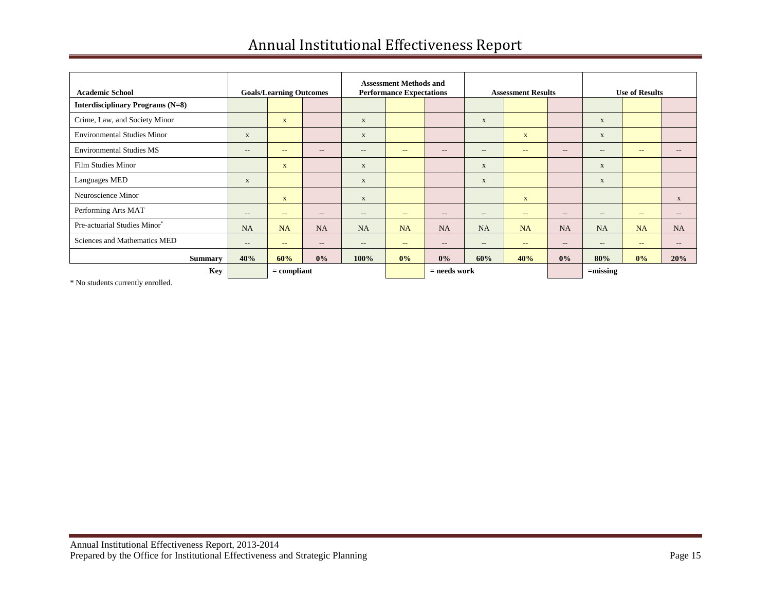# Annual Institutional Effectiveness Report

| Academic School | Goals/Learning Outcomes | | | Assessment Methods and Performance Expectations | | | Assessment Results | | | Use of Results | | |
|---|---|---|---|---|---|---|---|---|---|---|---|---|
| **Interdisciplinary Programs (N=8)** | | | | | | | | | | | | |
| Crime, Law, and Society Minor | | x | | x | | | x | | | x | | |
| Environmental Studies Minor | x | | | x | | | | x | | x | | |
| Environmental Studies MS | -- | -- | -- | -- | -- | -- | -- | -- | -- | -- | -- | -- |
| Film Studies Minor | | x | | x | | | x | | | x | | |
| Languages MED | x | | | x | | | x | | | x | | |
| Neuroscience Minor | | x | | x | | | | x | | | | x |
| Performing Arts MAT | -- | -- | -- | -- | -- | -- | -- | -- | -- | -- | -- | -- |
| Pre-actuarial Studies Minor* | NA | NA | NA | NA | NA | NA | NA | NA | NA | NA | NA | NA |
| Sciences and Mathematics MED | -- | -- | -- | -- | -- | -- | -- | -- | -- | -- | -- | -- |
| **Summary** | **40%** | **60%** | **0%** | **100%** | **0%** | **0%** | **60%** | **40%** | **0%** | **80%** | **0%** | **20%** |

**Key**: (green) **= compliant**; (yellow) **= needs work**; (pink) **=missing**

\* No students currently enrolled.